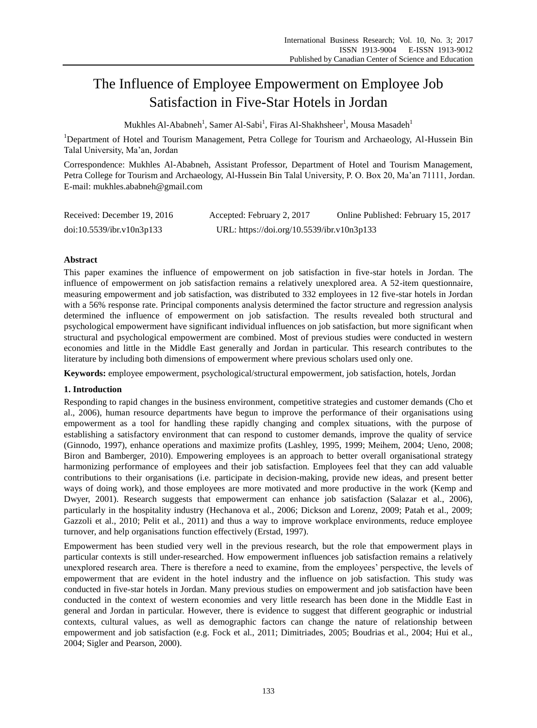# The Influence of Employee Empowerment on Employee Job Satisfaction in Five-Star Hotels in Jordan

Mukhles Al-Ababneh[1], Samer Al-Sabi[1], Firas Al-Shakhsheer[1], Mousa Masadeh[1]

[1]Department of Hotel and Tourism Management, Petra College for Tourism and Archaeology, Al-Hussein Bin Talal University, Ma'an, Jordan

Correspondence: Mukhles Al-Ababneh, Assistant Professor, Department of Hotel and Tourism Management, Petra College for Tourism and Archaeology, Al-Hussein Bin Talal University, P. O. Box 20, Ma'an 71111, Jordan. E-mail: mukhles.ababneh@gmail.com

Received: December 19, 2016 Accepted: February 2, 2017 Online Published: February 15, 2017

doi:10.5539/ibr.v10n3p133 URL: https://doi.org/10.5539/ibr.v10n3p133

## Abstract

This paper examines the influence of empowerment on job satisfaction in five-star hotels in Jordan. The influence of empowerment on job satisfaction remains a relatively unexplored area. A 52-item questionnaire, measuring empowerment and job satisfaction, was distributed to 332 employees in 12 five-star hotels in Jordan with a 56% response rate. Principal components analysis determined the factor structure and regression analysis determined the influence of empowerment on job satisfaction. The results revealed both structural and psychological empowerment have significant individual influences on job satisfaction, but more significant when structural and psychological empowerment are combined. Most of previous studies were conducted in western economies and little in the Middle East generally and Jordan in particular. This research contributes to the literature by including both dimensions of empowerment where previous scholars used only one.

**Keywords:** employee empowerment, psychological/structural empowerment, job satisfaction, hotels, Jordan

## 1. Introduction

Responding to rapid changes in the business environment, competitive strategies and customer demands (Cho et al., 2006), human resource departments have begun to improve the performance of their organisations using empowerment as a tool for handling these rapidly changing and complex situations, with the purpose of establishing a satisfactory environment that can respond to customer demands, improve the quality of service (Ginnodo, 1997), enhance operations and maximize profits (Lashley, 1995, 1999; Meihem, 2004; Ueno, 2008; Biron and Bamberger, 2010). Empowering employees is an approach to better overall organisational strategy harmonizing performance of employees and their job satisfaction. Employees feel that they can add valuable contributions to their organisations (i.e. participate in decision-making, provide new ideas, and present better ways of doing work), and those employees are more motivated and more productive in the work (Kemp and Dwyer, 2001). Research suggests that empowerment can enhance job satisfaction (Salazar et al., 2006), particularly in the hospitality industry (Hechanova et al., 2006; Dickson and Lorenz, 2009; Patah et al., 2009; Gazzoli et al., 2010; Pelit et al., 2011) and thus a way to improve workplace environments, reduce employee turnover, and help organisations function effectively (Erstad, 1997).

Empowerment has been studied very well in the previous research, but the role that empowerment plays in particular contexts is still under-researched. How empowerment influences job satisfaction remains a relatively unexplored research area. There is therefore a need to examine, from the employees' perspective, the levels of empowerment that are evident in the hotel industry and the influence on job satisfaction. This study was conducted in five-star hotels in Jordan. Many previous studies on empowerment and job satisfaction have been conducted in the context of western economies and very little research has been done in the Middle East in general and Jordan in particular. However, there is evidence to suggest that different geographic or industrial contexts, cultural values, as well as demographic factors can change the nature of relationship between empowerment and job satisfaction (e.g. Fock et al., 2011; Dimitriades, 2005; Boudrias et al., 2004; Hui et al., 2004; Sigler and Pearson, 2000).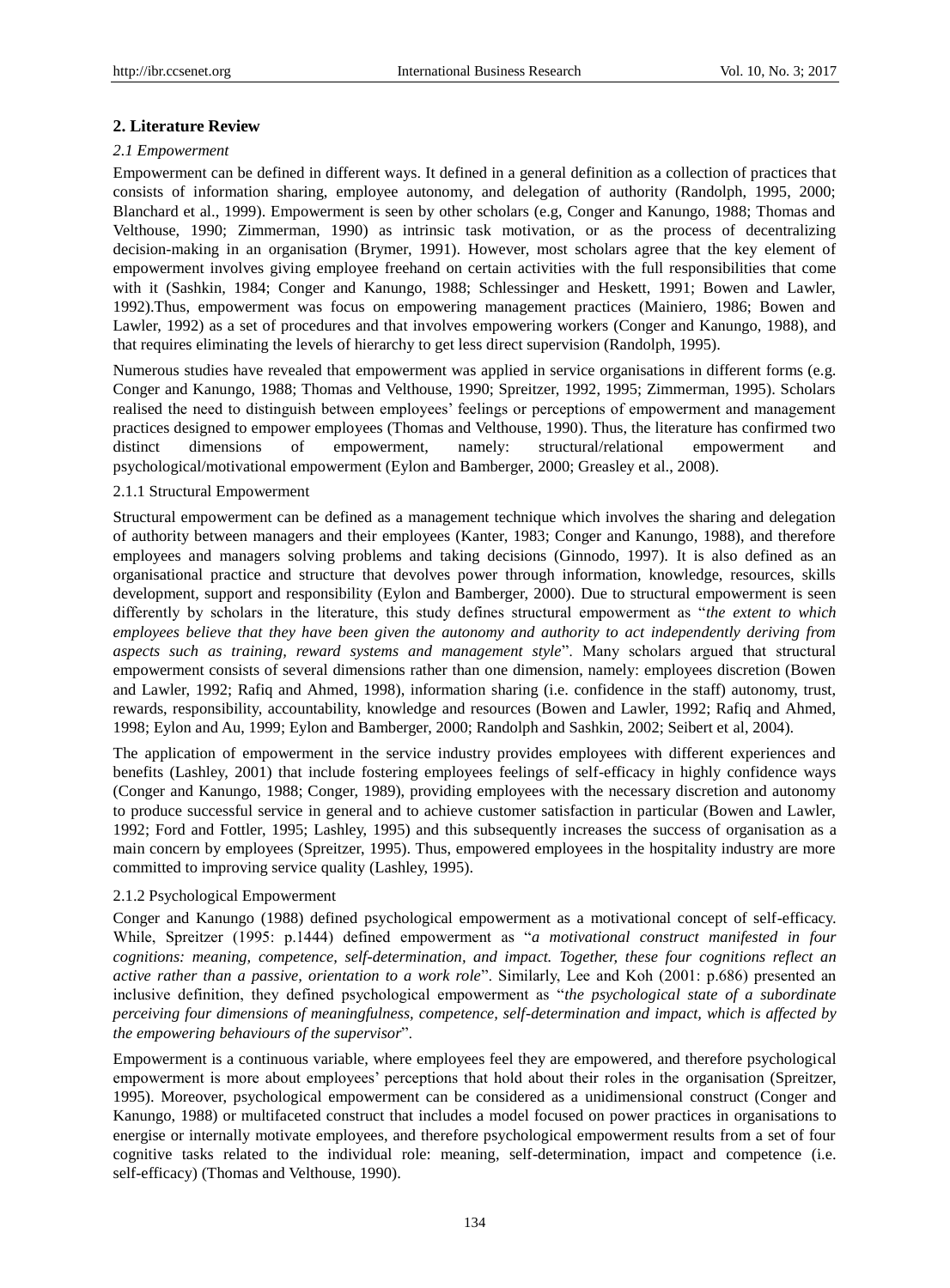## 2. Literature Review

### *2.1 Empowerment*

Empowerment can be defined in different ways. It defined in a general definition as a collection of practices that consists of information sharing, employee autonomy, and delegation of authority (Randolph, 1995, 2000; Blanchard et al., 1999). Empowerment is seen by other scholars (e.g, Conger and Kanungo, 1988; Thomas and Velthouse, 1990; Zimmerman, 1990) as intrinsic task motivation, or as the process of decentralizing decision-making in an organisation (Brymer, 1991). However, most scholars agree that the key element of empowerment involves giving employee freehand on certain activities with the full responsibilities that come with it (Sashkin, 1984; Conger and Kanungo, 1988; Schlessinger and Heskett, 1991; Bowen and Lawler, 1992).Thus, empowerment was focus on empowering management practices (Mainiero, 1986; Bowen and Lawler, 1992) as a set of procedures and that involves empowering workers (Conger and Kanungo, 1988), and that requires eliminating the levels of hierarchy to get less direct supervision (Randolph, 1995).

Numerous studies have revealed that empowerment was applied in service organisations in different forms (e.g. Conger and Kanungo, 1988; Thomas and Velthouse, 1990; Spreitzer, 1992, 1995; Zimmerman, 1995). Scholars realised the need to distinguish between employees' feelings or perceptions of empowerment and management practices designed to empower employees (Thomas and Velthouse, 1990). Thus, the literature has confirmed two distinct dimensions of empowerment, namely: structural/relational empowerment and psychological/motivational empowerment (Eylon and Bamberger, 2000; Greasley et al., 2008).

#### 2.1.1 Structural Empowerment

Structural empowerment can be defined as a management technique which involves the sharing and delegation of authority between managers and their employees (Kanter, 1983; Conger and Kanungo, 1988), and therefore employees and managers solving problems and taking decisions (Ginnodo, 1997). It is also defined as an organisational practice and structure that devolves power through information, knowledge, resources, skills development, support and responsibility (Eylon and Bamberger, 2000). Due to structural empowerment is seen differently by scholars in the literature, this study defines structural empowerment as "*the extent to which employees believe that they have been given the autonomy and authority to act independently deriving from aspects such as training, reward systems and management style*". Many scholars argued that structural empowerment consists of several dimensions rather than one dimension, namely: employees discretion (Bowen and Lawler, 1992; Rafiq and Ahmed, 1998), information sharing (i.e. confidence in the staff) autonomy, trust, rewards, responsibility, accountability, knowledge and resources (Bowen and Lawler, 1992; Rafiq and Ahmed, 1998; Eylon and Au, 1999; Eylon and Bamberger, 2000; Randolph and Sashkin, 2002; Seibert et al, 2004).

The application of empowerment in the service industry provides employees with different experiences and benefits (Lashley, 2001) that include fostering employees feelings of self-efficacy in highly confidence ways (Conger and Kanungo, 1988; Conger, 1989), providing employees with the necessary discretion and autonomy to produce successful service in general and to achieve customer satisfaction in particular (Bowen and Lawler, 1992; Ford and Fottler, 1995; Lashley, 1995) and this subsequently increases the success of organisation as a main concern by employees (Spreitzer, 1995). Thus, empowered employees in the hospitality industry are more committed to improving service quality (Lashley, 1995).

#### 2.1.2 Psychological Empowerment

Conger and Kanungo (1988) defined psychological empowerment as a motivational concept of self-efficacy. While, Spreitzer (1995: p.1444) defined empowerment as "*a motivational construct manifested in four cognitions: meaning, competence, self-determination, and impact. Together, these four cognitions reflect an active rather than a passive, orientation to a work role*". Similarly, Lee and Koh (2001: p.686) presented an inclusive definition, they defined psychological empowerment as "*the psychological state of a subordinate perceiving four dimensions of meaningfulness, competence, self-determination and impact, which is affected by the empowering behaviours of the supervisor*".

Empowerment is a continuous variable, where employees feel they are empowered, and therefore psychological empowerment is more about employees' perceptions that hold about their roles in the organisation (Spreitzer, 1995). Moreover, psychological empowerment can be considered as a unidimensional construct (Conger and Kanungo, 1988) or multifaceted construct that includes a model focused on power practices in organisations to energise or internally motivate employees, and therefore psychological empowerment results from a set of four cognitive tasks related to the individual role: meaning, self-determination, impact and competence (i.e. self-efficacy) (Thomas and Velthouse, 1990).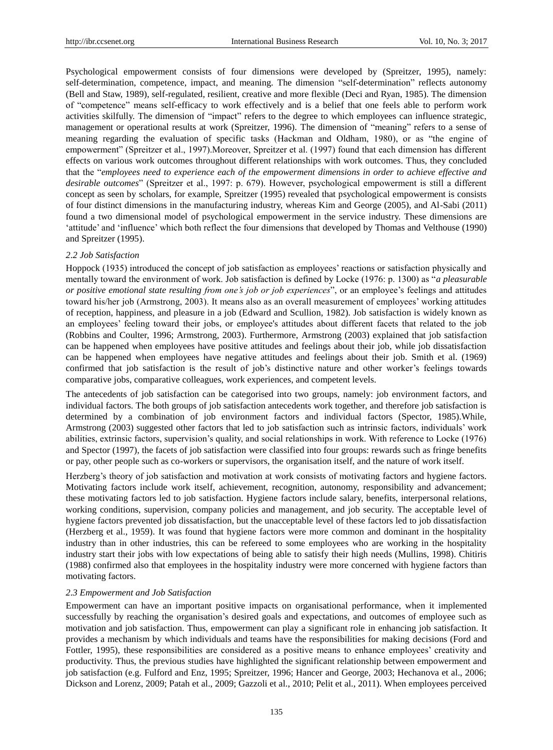Psychological empowerment consists of four dimensions were developed by (Spreitzer, 1995), namely: self-determination, competence, impact, and meaning. The dimension "self-determination" reflects autonomy (Bell and Staw, 1989), self-regulated, resilient, creative and more flexible (Deci and Ryan, 1985). The dimension of "competence" means self-efficacy to work effectively and is a belief that one feels able to perform work activities skilfully. The dimension of "impact" refers to the degree to which employees can influence strategic, management or operational results at work (Spreitzer, 1996). The dimension of "meaning" refers to a sense of meaning regarding the evaluation of specific tasks (Hackman and Oldham, 1980), or as "the engine of empowerment" (Spreitzer et al., 1997).Moreover, Spreitzer et al. (1997) found that each dimension has different effects on various work outcomes throughout different relationships with work outcomes. Thus, they concluded that the "*employees need to experience each of the empowerment dimensions in order to achieve effective and desirable outcomes*" (Spreitzer et al., 1997: p. 679). However, psychological empowerment is still a different concept as seen by scholars, for example, Spreitzer (1995) revealed that psychological empowerment is consists of four distinct dimensions in the manufacturing industry, whereas Kim and George (2005), and Al-Sabi (2011) found a two dimensional model of psychological empowerment in the service industry. These dimensions are 'attitude' and 'influence' which both reflect the four dimensions that developed by Thomas and Velthouse (1990) and Spreitzer (1995).

### *2.2 Job Satisfaction*

Hoppock (1935) introduced the concept of job satisfaction as employees' reactions or satisfaction physically and mentally toward the environment of work. Job satisfaction is defined by Locke (1976: p. 1300) as "*a pleasurable or positive emotional state resulting from one's job or job experiences*", or an employee's feelings and attitudes toward his/her job (Armstrong, 2003). It means also as an overall measurement of employees' working attitudes of reception, happiness, and pleasure in a job (Edward and Scullion, 1982). Job satisfaction is widely known as an employees' feeling toward their jobs, or employee's attitudes about different facets that related to the job (Robbins and Coulter, 1996; Armstrong, 2003). Furthermore, Armstrong (2003) explained that job satisfaction can be happened when employees have positive attitudes and feelings about their job, while job dissatisfaction can be happened when employees have negative attitudes and feelings about their job. Smith et al. (1969) confirmed that job satisfaction is the result of job's distinctive nature and other worker's feelings towards comparative jobs, comparative colleagues, work experiences, and competent levels.

The antecedents of job satisfaction can be categorised into two groups, namely: job environment factors, and individual factors. The both groups of job satisfaction antecedents work together, and therefore job satisfaction is determined by a combination of job environment factors and individual factors (Spector, 1985).While, Armstrong (2003) suggested other factors that led to job satisfaction such as intrinsic factors, individuals' work abilities, extrinsic factors, supervision's quality, and social relationships in work. With reference to Locke (1976) and Spector (1997), the facets of job satisfaction were classified into four groups: rewards such as fringe benefits or pay, other people such as co-workers or supervisors, the organisation itself, and the nature of work itself.

Herzberg's theory of job satisfaction and motivation at work consists of motivating factors and hygiene factors. Motivating factors include work itself, achievement, recognition, autonomy, responsibility and advancement; these motivating factors led to job satisfaction. Hygiene factors include salary, benefits, interpersonal relations, working conditions, supervision, company policies and management, and job security. The acceptable level of hygiene factors prevented job dissatisfaction, but the unacceptable level of these factors led to job dissatisfaction (Herzberg et al., 1959). It was found that hygiene factors were more common and dominant in the hospitality industry than in other industries, this can be refereed to some employees who are working in the hospitality industry start their jobs with low expectations of being able to satisfy their high needs (Mullins, 1998). Chitiris (1988) confirmed also that employees in the hospitality industry were more concerned with hygiene factors than motivating factors.

### *2.3 Empowerment and Job Satisfaction*

Empowerment can have an important positive impacts on organisational performance, when it implemented successfully by reaching the organisation's desired goals and expectations, and outcomes of employee such as motivation and job satisfaction. Thus, empowerment can play a significant role in enhancing job satisfaction. It provides a mechanism by which individuals and teams have the responsibilities for making decisions (Ford and Fottler, 1995), these responsibilities are considered as a positive means to enhance employees' creativity and productivity. Thus, the previous studies have highlighted the significant relationship between empowerment and job satisfaction (e.g. Fulford and Enz, 1995; Spreitzer, 1996; Hancer and George, 2003; Hechanova et al., 2006; Dickson and Lorenz, 2009; Patah et al., 2009; Gazzoli et al., 2010; Pelit et al., 2011). When employees perceived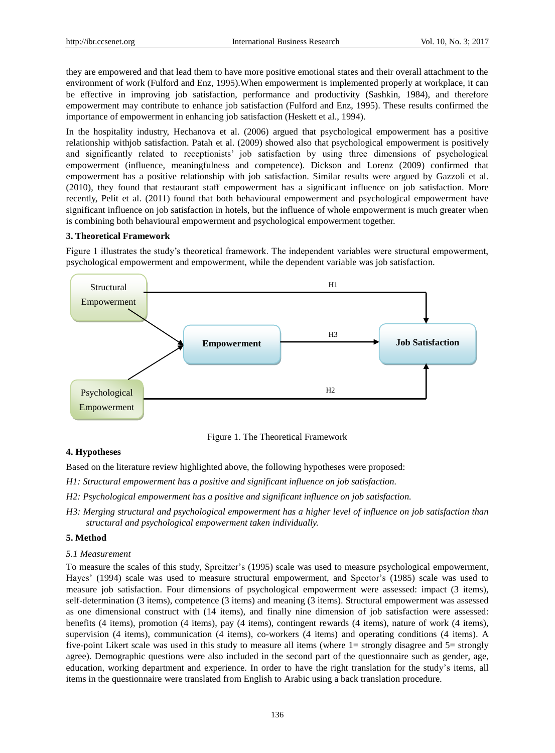they are empowered and that lead them to have more positive emotional states and their overall attachment to the environment of work (Fulford and Enz, 1995).When empowerment is implemented properly at workplace, it can be effective in improving job satisfaction, performance and productivity (Sashkin, 1984), and therefore empowerment may contribute to enhance job satisfaction (Fulford and Enz, 1995). These results confirmed the importance of empowerment in enhancing job satisfaction (Heskett et al., 1994).

In the hospitality industry, Hechanova et al. (2006) argued that psychological empowerment has a positive relationship withjob satisfaction. Patah et al. (2009) showed also that psychological empowerment is positively and significantly related to receptionists' job satisfaction by using three dimensions of psychological empowerment (influence, meaningfulness and competence). Dickson and Lorenz (2009) confirmed that empowerment has a positive relationship with job satisfaction. Similar results were argued by Gazzoli et al. (2010), they found that restaurant staff empowerment has a significant influence on job satisfaction. More recently, Pelit et al. (2011) found that both behavioural empowerment and psychological empowerment have significant influence on job satisfaction in hotels, but the influence of whole empowerment is much greater when is combining both behavioural empowerment and psychological empowerment together.

### 3. Theoretical Framework

Figure 1 illustrates the study's theoretical framework. The independent variables were structural empowerment, psychological empowerment and empowerment, while the dependent variable was job satisfaction.

Structural Empowerment → (H1) → Job Satisfaction
Structural Empowerment → Empowerment
Psychological Empowerment → Empowerment
Empowerment → (H3) → Job Satisfaction
Psychological Empowerment → (H2) → Job Satisfaction

Figure 1. The Theoretical Framework

### 4. Hypotheses

Based on the literature review highlighted above, the following hypotheses were proposed:

*H1: Structural empowerment has a positive and significant influence on job satisfaction.*

*H2: Psychological empowerment has a positive and significant influence on job satisfaction.*

*H3: Merging structural and psychological empowerment has a higher level of influence on job satisfaction than structural and psychological empowerment taken individually.*

### 5. Method

#### *5.1 Measurement*

To measure the scales of this study, Spreitzer's (1995) scale was used to measure psychological empowerment, Hayes' (1994) scale was used to measure structural empowerment, and Spector's (1985) scale was used to measure job satisfaction. Four dimensions of psychological empowerment were assessed: impact (3 items), self-determination (3 items), competence (3 items) and meaning (3 items). Structural empowerment was assessed as one dimensional construct with (14 items), and finally nine dimension of job satisfaction were assessed: benefits (4 items), promotion (4 items), pay (4 items), contingent rewards (4 items), nature of work (4 items), supervision (4 items), communication (4 items), co-workers (4 items) and operating conditions (4 items). A five-point Likert scale was used in this study to measure all items (where 1= strongly disagree and 5= strongly agree). Demographic questions were also included in the second part of the questionnaire such as gender, age, education, working department and experience. In order to have the right translation for the study's items, all items in the questionnaire were translated from English to Arabic using a back translation procedure.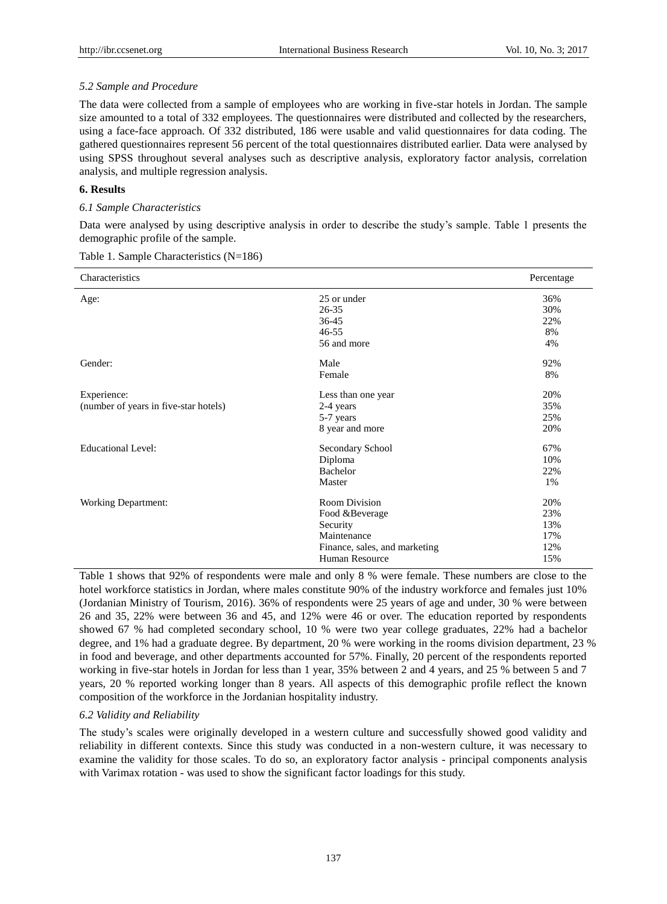### 5.2 Sample and Procedure

The data were collected from a sample of employees who are working in five-star hotels in Jordan. The sample size amounted to a total of 332 employees. The questionnaires were distributed and collected by the researchers, using a face-face approach. Of 332 distributed, 186 were usable and valid questionnaires for data coding. The gathered questionnaires represent 56 percent of the total questionnaires distributed earlier. Data were analysed by using SPSS throughout several analyses such as descriptive analysis, exploratory factor analysis, correlation analysis, and multiple regression analysis.

## 6. Results

### 6.1 Sample Characteristics

Data were analysed by using descriptive analysis in order to describe the study's sample. Table 1 presents the demographic profile of the sample.

Table 1. Sample Characteristics (N=186)

| Characteristics | | Percentage |
|---|---|---|
| Age: | 25 or under | 36% |
| | 26-35 | 30% |
| | 36-45 | 22% |
| | 46-55 | 8% |
| | 56 and more | 4% |
| Gender: | Male | 92% |
| | Female | 8% |
| Experience: (number of years in five-star hotels) | Less than one year | 20% |
| | 2-4 years | 35% |
| | 5-7 years | 25% |
| | 8 year and more | 20% |
| Educational Level: | Secondary School | 67% |
| | Diploma | 10% |
| | Bachelor | 22% |
| | Master | 1% |
| Working Department: | Room Division | 20% |
| | Food &Beverage | 23% |
| | Security | 13% |
| | Maintenance | 17% |
| | Finance, sales, and marketing | 12% |
| | Human Resource | 15% |

Table 1 shows that 92% of respondents were male and only 8 % were female. These numbers are close to the hotel workforce statistics in Jordan, where males constitute 90% of the industry workforce and females just 10% (Jordanian Ministry of Tourism, 2016). 36% of respondents were 25 years of age and under, 30 % were between 26 and 35, 22% were between 36 and 45, and 12% were 46 or over. The education reported by respondents showed 67 % had completed secondary school, 10 % were two year college graduates, 22% had a bachelor degree, and 1% had a graduate degree. By department, 20 % were working in the rooms division department, 23 % in food and beverage, and other departments accounted for 57%. Finally, 20 percent of the respondents reported working in five-star hotels in Jordan for less than 1 year, 35% between 2 and 4 years, and 25 % between 5 and 7 years, 20 % reported working longer than 8 years. All aspects of this demographic profile reflect the known composition of the workforce in the Jordanian hospitality industry.

### 6.2 Validity and Reliability

The study's scales were originally developed in a western culture and successfully showed good validity and reliability in different contexts. Since this study was conducted in a non-western culture, it was necessary to examine the validity for those scales. To do so, an exploratory factor analysis - principal components analysis with Varimax rotation - was used to show the significant factor loadings for this study.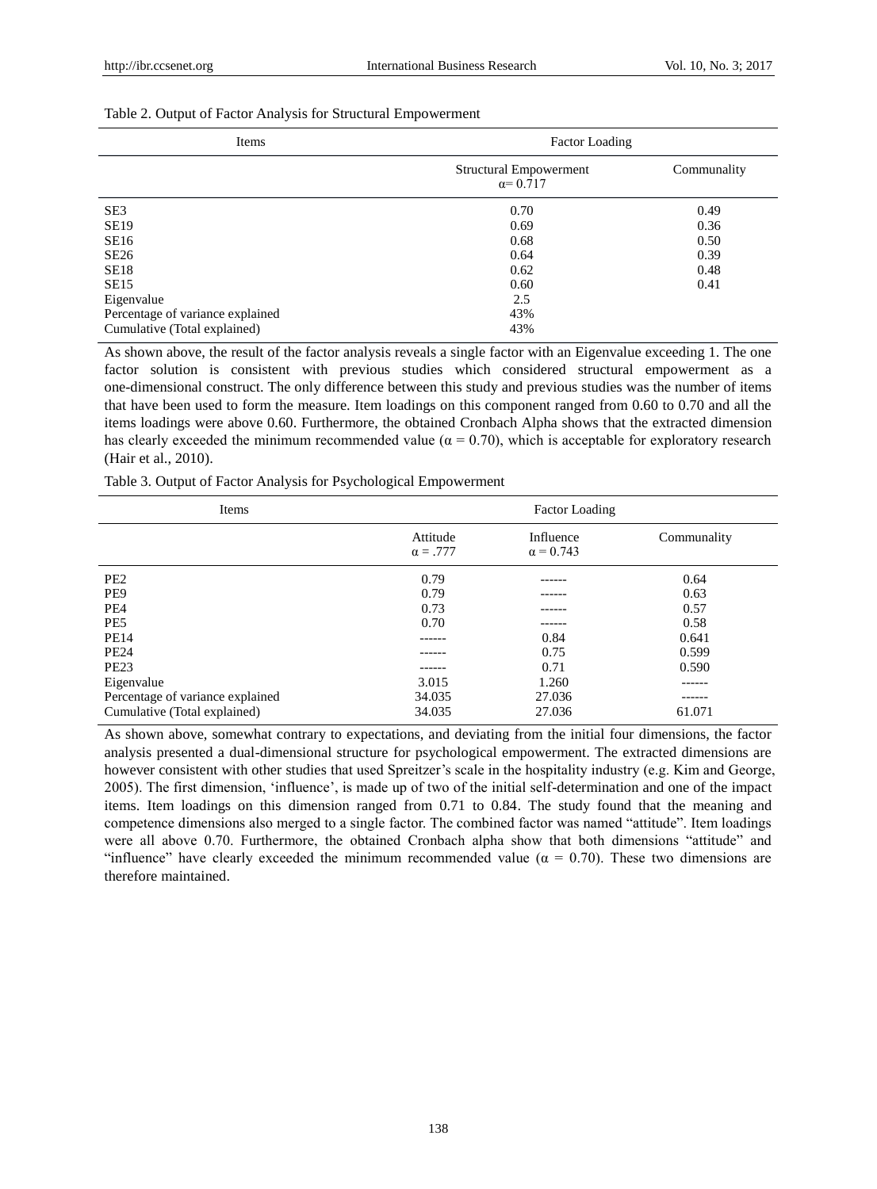Table 2. Output of Factor Analysis for Structural Empowerment

| Items | Factor Loading | |
|---|---|---|
| | Structural Empowerment α= 0.717 | Communality |
| SE3 | 0.70 | 0.49 |
| SE19 | 0.69 | 0.36 |
| SE16 | 0.68 | 0.50 |
| SE26 | 0.64 | 0.39 |
| SE18 | 0.62 | 0.48 |
| SE15 | 0.60 | 0.41 |
| Eigenvalue | 2.5 | |
| Percentage of variance explained | 43% | |
| Cumulative (Total explained) | 43% | |

As shown above, the result of the factor analysis reveals a single factor with an Eigenvalue exceeding 1. The one factor solution is consistent with previous studies which considered structural empowerment as a one-dimensional construct. The only difference between this study and previous studies was the number of items that have been used to form the measure. Item loadings on this component ranged from 0.60 to 0.70 and all the items loadings were above 0.60. Furthermore, the obtained Cronbach Alpha shows that the extracted dimension has clearly exceeded the minimum recommended value (α = 0.70), which is acceptable for exploratory research (Hair et al., 2010).

Table 3. Output of Factor Analysis for Psychological Empowerment

| Items | Factor Loading | | |
|---|---|---|---|
| | Attitude α = .777 | Influence α = 0.743 | Communality |
| PE2 | 0.79 | ------ | 0.64 |
| PE9 | 0.79 | ------ | 0.63 |
| PE4 | 0.73 | ------ | 0.57 |
| PE5 | 0.70 | ------ | 0.58 |
| PE14 | ------ | 0.84 | 0.641 |
| PE24 | ------ | 0.75 | 0.599 |
| PE23 | ------ | 0.71 | 0.590 |
| Eigenvalue | 3.015 | 1.260 | ------ |
| Percentage of variance explained | 34.035 | 27.036 | ------ |
| Cumulative (Total explained) | 34.035 | 27.036 | 61.071 |

As shown above, somewhat contrary to expectations, and deviating from the initial four dimensions, the factor analysis presented a dual-dimensional structure for psychological empowerment. The extracted dimensions are however consistent with other studies that used Spreitzer's scale in the hospitality industry (e.g. Kim and George, 2005). The first dimension, 'influence', is made up of two of the initial self-determination and one of the impact items. Item loadings on this dimension ranged from 0.71 to 0.84. The study found that the meaning and competence dimensions also merged to a single factor. The combined factor was named "attitude". Item loadings were all above 0.70. Furthermore, the obtained Cronbach alpha show that both dimensions "attitude" and "influence" have clearly exceeded the minimum recommended value (α = 0.70). These two dimensions are therefore maintained.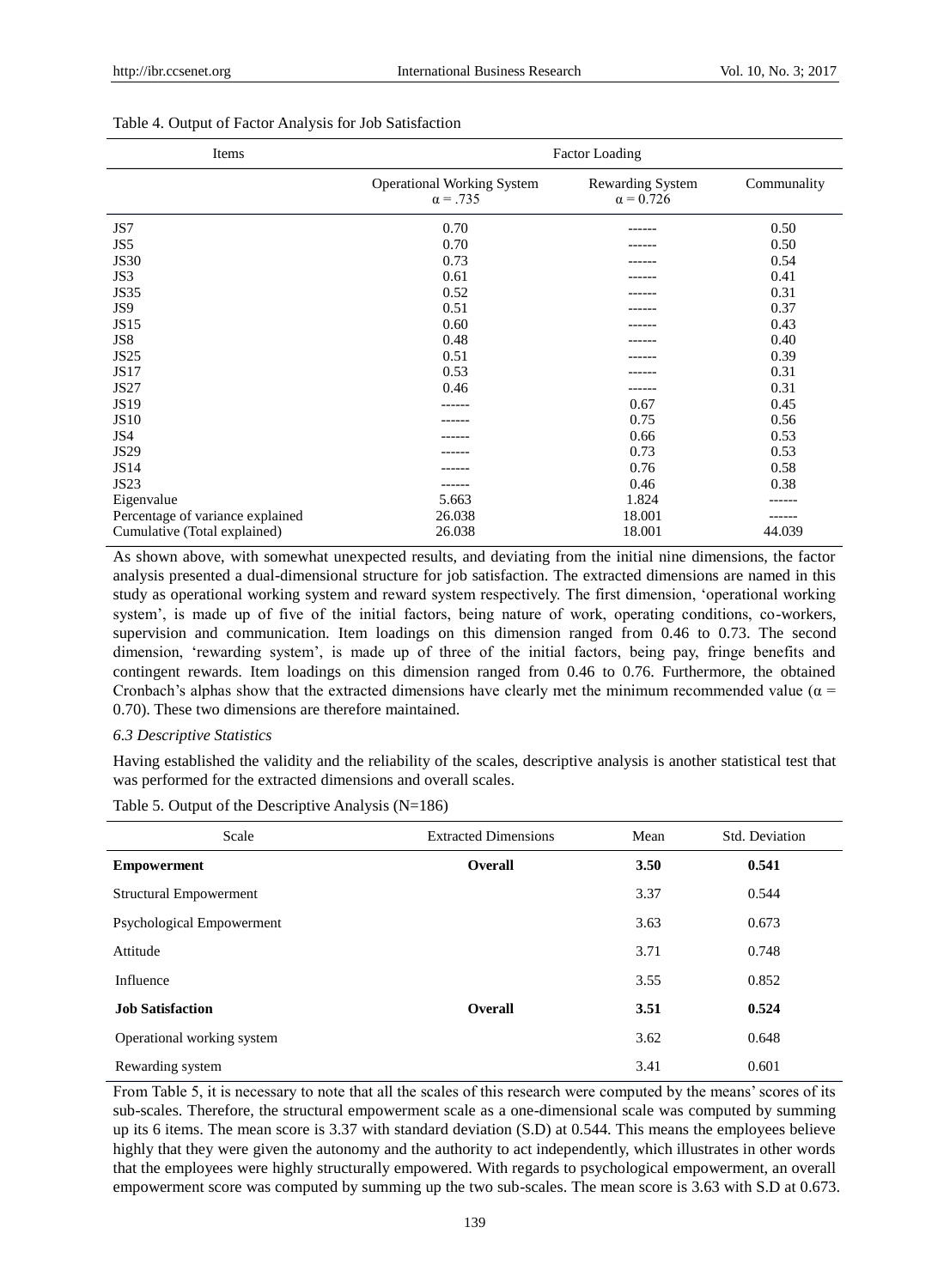Table 4. Output of Factor Analysis for Job Satisfaction

| Items | Factor Loading | | |
|---|---|---|---|
| | Operational Working System $\alpha = .735$ | Rewarding System $\alpha = 0.726$ | Communality |
| JS7 | 0.70 | ------ | 0.50 |
| JS5 | 0.70 | ------ | 0.50 |
| JS30 | 0.73 | ------ | 0.54 |
| JS3 | 0.61 | ------ | 0.41 |
| JS35 | 0.52 | ------ | 0.31 |
| JS9 | 0.51 | ------ | 0.37 |
| JS15 | 0.60 | ------ | 0.43 |
| JS8 | 0.48 | ------ | 0.40 |
| JS25 | 0.51 | ------ | 0.39 |
| JS17 | 0.53 | ------ | 0.31 |
| JS27 | 0.46 | ------ | 0.31 |
| JS19 | ------ | 0.67 | 0.45 |
| JS10 | ------ | 0.75 | 0.56 |
| JS4 | ------ | 0.66 | 0.53 |
| JS29 | ------ | 0.73 | 0.53 |
| JS14 | ------ | 0.76 | 0.58 |
| JS23 | ------ | 0.46 | 0.38 |
| Eigenvalue | 5.663 | 1.824 | ------ |
| Percentage of variance explained | 26.038 | 18.001 | ------ |
| Cumulative (Total explained) | 26.038 | 18.001 | 44.039 |

As shown above, with somewhat unexpected results, and deviating from the initial nine dimensions, the factor analysis presented a dual-dimensional structure for job satisfaction. The extracted dimensions are named in this study as operational working system and reward system respectively. The first dimension, 'operational working system', is made up of five of the initial factors, being nature of work, operating conditions, co-workers, supervision and communication. Item loadings on this dimension ranged from 0.46 to 0.73. The second dimension, 'rewarding system', is made up of three of the initial factors, being pay, fringe benefits and contingent rewards. Item loadings on this dimension ranged from 0.46 to 0.76. Furthermore, the obtained Cronbach's alphas show that the extracted dimensions have clearly met the minimum recommended value ($\alpha = 0.70$). These two dimensions are therefore maintained.

### *6.3 Descriptive Statistics*

Having established the validity and the reliability of the scales, descriptive analysis is another statistical test that was performed for the extracted dimensions and overall scales.

Table 5. Output of the Descriptive Analysis (N=186)

| Scale | Extracted Dimensions | Mean | Std. Deviation |
|---|---|---|---|
| **Empowerment** | **Overall** | **3.50** | **0.541** |
| Structural Empowerment | | 3.37 | 0.544 |
| Psychological Empowerment | | 3.63 | 0.673 |
| Attitude | | 3.71 | 0.748 |
| Influence | | 3.55 | 0.852 |
| **Job Satisfaction** | **Overall** | **3.51** | **0.524** |
| Operational working system | | 3.62 | 0.648 |
| Rewarding system | | 3.41 | 0.601 |

From Table 5, it is necessary to note that all the scales of this research were computed by the means' scores of its sub-scales. Therefore, the structural empowerment scale as a one-dimensional scale was computed by summing up its 6 items. The mean score is 3.37 with standard deviation (S.D) at 0.544. This means the employees believe highly that they were given the autonomy and the authority to act independently, which illustrates in other words that the employees were highly structurally empowered. With regards to psychological empowerment, an overall empowerment score was computed by summing up the two sub-scales. The mean score is 3.63 with S.D at 0.673.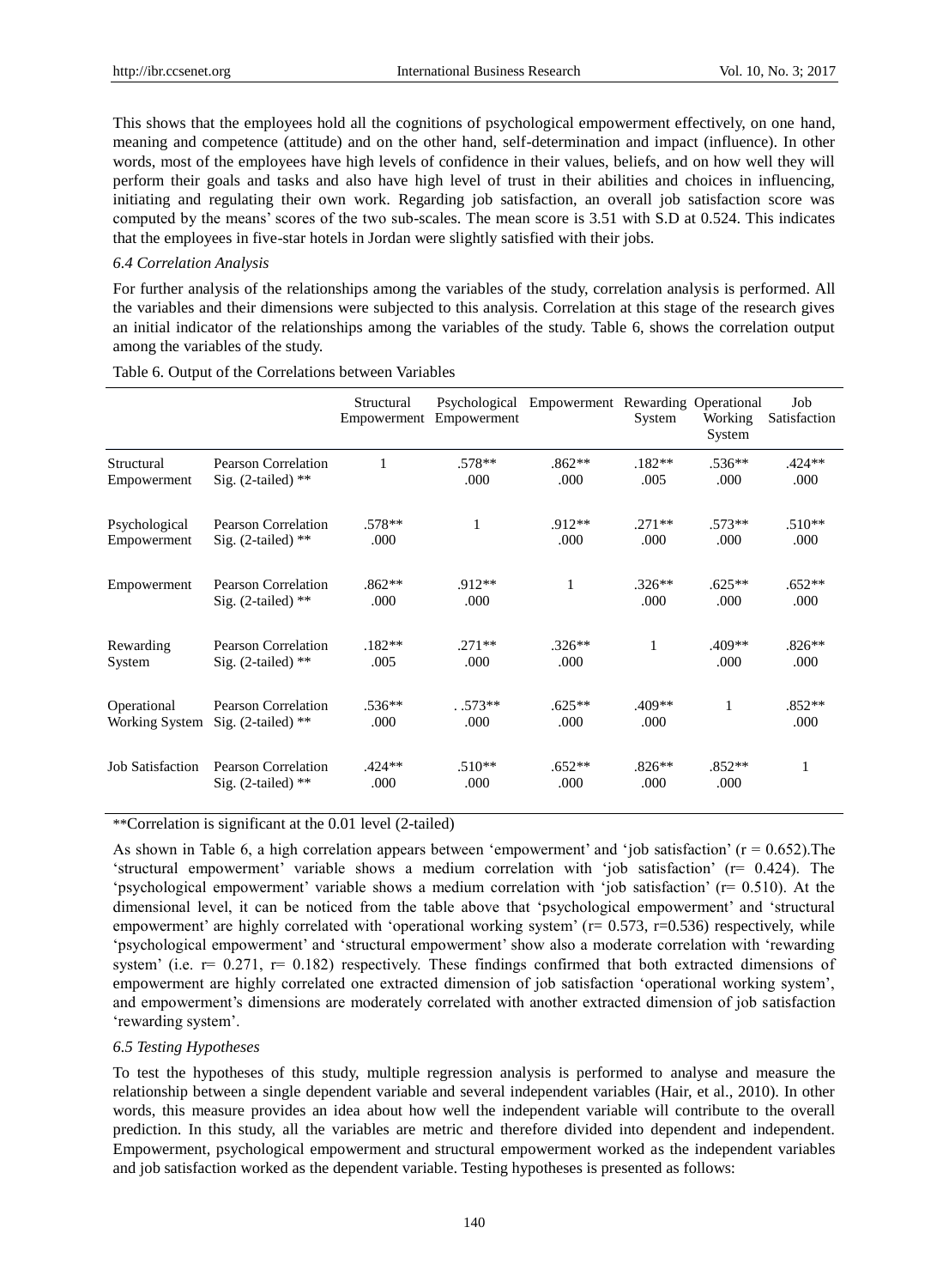This shows that the employees hold all the cognitions of psychological empowerment effectively, on one hand, meaning and competence (attitude) and on the other hand, self-determination and impact (influence). In other words, most of the employees have high levels of confidence in their values, beliefs, and on how well they will perform their goals and tasks and also have high level of trust in their abilities and choices in influencing, initiating and regulating their own work. Regarding job satisfaction, an overall job satisfaction score was computed by the means' scores of the two sub-scales. The mean score is 3.51 with S.D at 0.524. This indicates that the employees in five-star hotels in Jordan were slightly satisfied with their jobs.

*6.4 Correlation Analysis*

For further analysis of the relationships among the variables of the study, correlation analysis is performed. All the variables and their dimensions were subjected to this analysis. Correlation at this stage of the research gives an initial indicator of the relationships among the variables of the study. Table 6, shows the correlation output among the variables of the study.

Table 6. Output of the Correlations between Variables

| | | Structural Empowerment | Psychological Empowerment | Empowerment | Rewarding System | Operational Working System | Job Satisfaction |
|---|---|---|---|---|---|---|---|
| Structural Empowerment | Pearson Correlation | 1 | .578** | .862** | .182** | .536** | .424** |
| | Sig. (2-tailed) ** | | .000 | .000 | .005 | .000 | .000 |
| Psychological Empowerment | Pearson Correlation | .578** | 1 | .912** | .271** | .573** | .510** |
| | Sig. (2-tailed) ** | .000 | | .000 | .000 | .000 | .000 |
| Empowerment | Pearson Correlation | .862** | .912** | 1 | .326** | .625** | .652** |
| | Sig. (2-tailed) ** | .000 | .000 | | .000 | .000 | .000 |
| Rewarding System | Pearson Correlation | .182** | .271** | .326** | 1 | .409** | .826** |
| | Sig. (2-tailed) ** | .005 | .000 | .000 | | .000 | .000 |
| Operational Working System | Pearson Correlation | .536** | . .573** | .625** | .409** | 1 | .852** |
| | Sig. (2-tailed) ** | .000 | .000 | .000 | .000 | | .000 |
| Job Satisfaction | Pearson Correlation | .424** | .510** | .652** | .826** | .852** | 1 |
| | Sig. (2-tailed) ** | .000 | .000 | .000 | .000 | .000 | |

**Correlation is significant at the 0.01 level (2-tailed)

As shown in Table 6, a high correlation appears between 'empowerment' and 'job satisfaction' ($r = 0.652$).The 'structural empowerment' variable shows a medium correlation with 'job satisfaction' ($r= 0.424$). The 'psychological empowerment' variable shows a medium correlation with 'job satisfaction' ($r= 0.510$). At the dimensional level, it can be noticed from the table above that 'psychological empowerment' and 'structural empowerment' are highly correlated with 'operational working system' ($r= 0.573$, $r=0.536$) respectively, while 'psychological empowerment' and 'structural empowerment' show also a moderate correlation with 'rewarding system' (i.e. $r= 0.271$, $r= 0.182$) respectively. These findings confirmed that both extracted dimensions of empowerment are highly correlated one extracted dimension of job satisfaction 'operational working system', and empowerment's dimensions are moderately correlated with another extracted dimension of job satisfaction 'rewarding system'.

*6.5 Testing Hypotheses*

To test the hypotheses of this study, multiple regression analysis is performed to analyse and measure the relationship between a single dependent variable and several independent variables (Hair, et al., 2010). In other words, this measure provides an idea about how well the independent variable will contribute to the overall prediction. In this study, all the variables are metric and therefore divided into dependent and independent. Empowerment, psychological empowerment and structural empowerment worked as the independent variables and job satisfaction worked as the dependent variable. Testing hypotheses is presented as follows: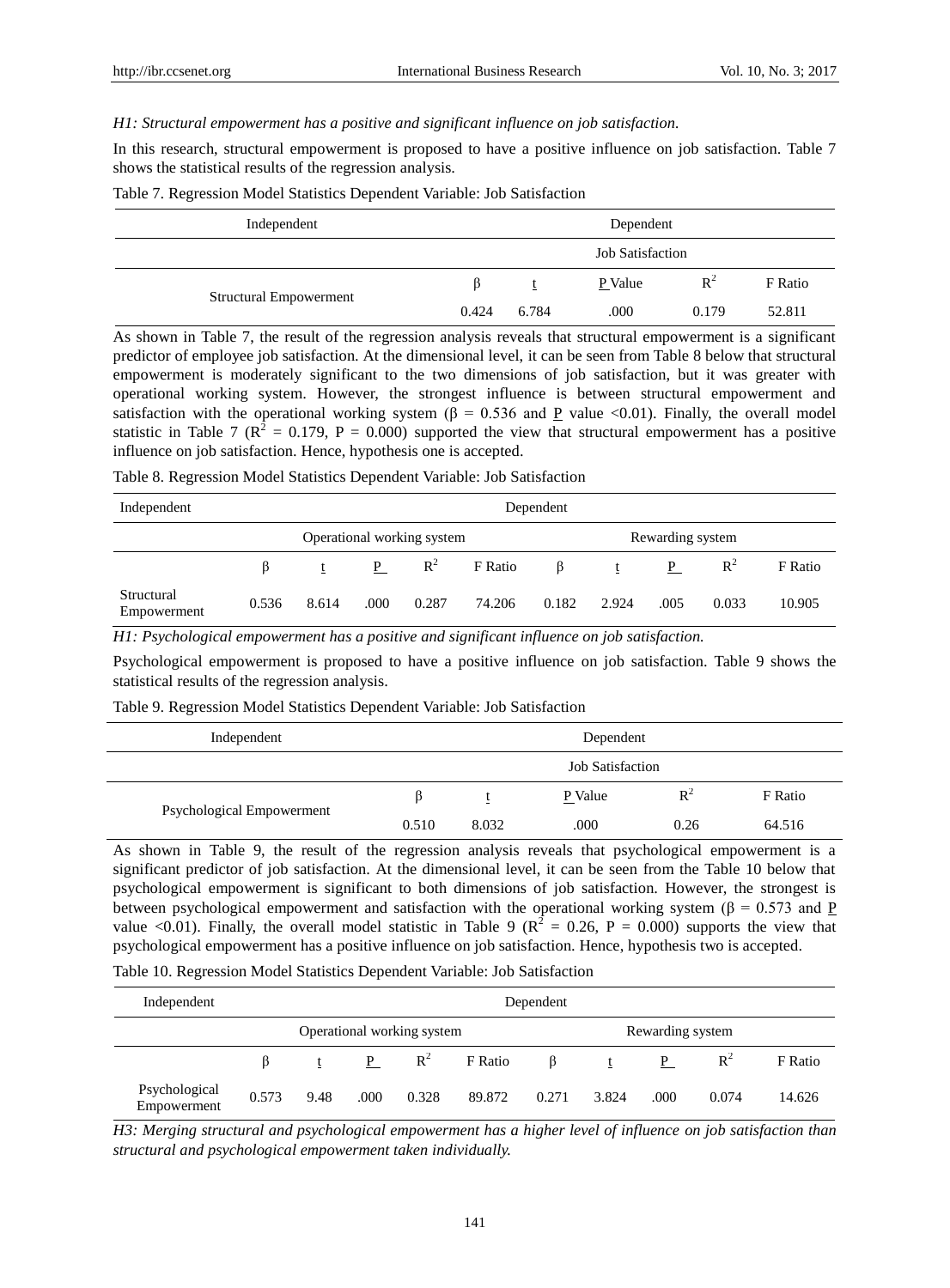*H1: Structural empowerment has a positive and significant influence on job satisfaction.*

In this research, structural empowerment is proposed to have a positive influence on job satisfaction. Table 7 shows the statistical results of the regression analysis.

Table 7. Regression Model Statistics Dependent Variable: Job Satisfaction

| Independent | Dependent | | | | |
|---|---|---|---|---|---|
| | Job Satisfaction | | | | |
| | β | t | P Value | $R^2$ | F Ratio |
| Structural Empowerment | 0.424 | 6.784 | .000 | 0.179 | 52.811 |

As shown in Table 7, the result of the regression analysis reveals that structural empowerment is a significant predictor of employee job satisfaction. At the dimensional level, it can be seen from Table 8 below that structural empowerment is moderately significant to the two dimensions of job satisfaction, but it was greater with operational working system. However, the strongest influence is between structural empowerment and satisfaction with the operational working system (β = 0.536 and P value <0.01). Finally, the overall model statistic in Table 7 ($R^2$ = 0.179, P = 0.000) supported the view that structural empowerment has a positive influence on job satisfaction. Hence, hypothesis one is accepted.

Table 8. Regression Model Statistics Dependent Variable: Job Satisfaction

| Independent | Dependent | | | | | | | | | |
|---|---|---|---|---|---|---|---|---|---|---|
| | Operational working system | | | | | Rewarding system | | | | |
| | β | t | P | $R^2$ | F Ratio | β | t | P | $R^2$ | F Ratio |
| Structural Empowerment | 0.536 | 8.614 | .000 | 0.287 | 74.206 | 0.182 | 2.924 | .005 | 0.033 | 10.905 |

*H1: Psychological empowerment has a positive and significant influence on job satisfaction.*

Psychological empowerment is proposed to have a positive influence on job satisfaction. Table 9 shows the statistical results of the regression analysis.

Table 9. Regression Model Statistics Dependent Variable: Job Satisfaction

| Independent | Dependent | | | | |
|---|---|---|---|---|---|
| | Job Satisfaction | | | | |
| | β | t | P Value | $R^2$ | F Ratio |
| Psychological Empowerment | 0.510 | 8.032 | .000 | 0.26 | 64.516 |

As shown in Table 9, the result of the regression analysis reveals that psychological empowerment is a significant predictor of job satisfaction. At the dimensional level, it can be seen from the Table 10 below that psychological empowerment is significant to both dimensions of job satisfaction. However, the strongest is between psychological empowerment and satisfaction with the operational working system (β = 0.573 and P value <0.01). Finally, the overall model statistic in Table 9 ($R^2$ = 0.26, P = 0.000) supports the view that psychological empowerment has a positive influence on job satisfaction. Hence, hypothesis two is accepted.

Table 10. Regression Model Statistics Dependent Variable: Job Satisfaction

| Independent | Dependent | | | | | | | | | |
|---|---|---|---|---|---|---|---|---|---|---|
| | Operational working system | | | | | Rewarding system | | | | |
| | β | t | P | $R^2$ | F Ratio | β | t | P | $R^2$ | F Ratio |
| Psychological Empowerment | 0.573 | 9.48 | .000 | 0.328 | 89.872 | 0.271 | 3.824 | .000 | 0.074 | 14.626 |

*H3: Merging structural and psychological empowerment has a higher level of influence on job satisfaction than structural and psychological empowerment taken individually.*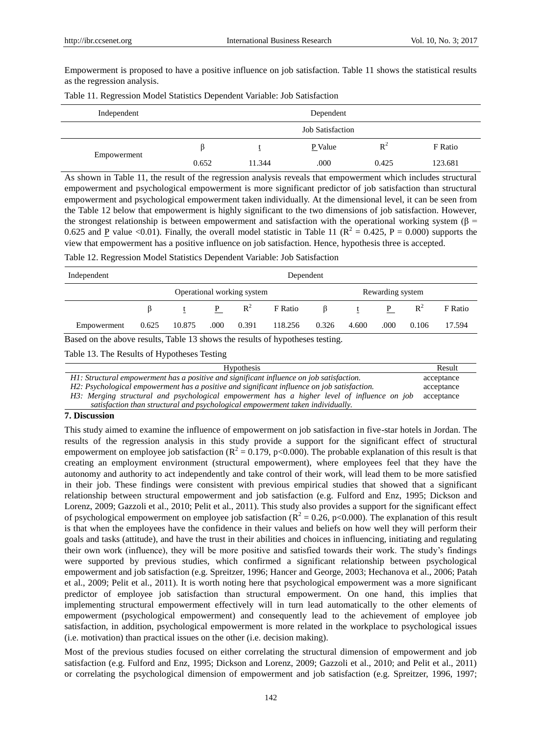Empowerment is proposed to have a positive influence on job satisfaction. Table 11 shows the statistical results as the regression analysis.

Table 11. Regression Model Statistics Dependent Variable: Job Satisfaction

| Independent | Dependent | | | | |
|---|---|---|---|---|---|
| | Job Satisfaction | | | | |
| | β | t | P Value | $R^2$ | F Ratio |
| Empowerment | 0.652 | 11.344 | .000 | 0.425 | 123.681 |

As shown in Table 11, the result of the regression analysis reveals that empowerment which includes structural empowerment and psychological empowerment is more significant predictor of job satisfaction than structural empowerment and psychological empowerment taken individually. At the dimensional level, it can be seen from the Table 12 below that empowerment is highly significant to the two dimensions of job satisfaction. However, the strongest relationship is between empowerment and satisfaction with the operational working system (β = 0.625 and P value <0.01). Finally, the overall model statistic in Table 11 ($R^2$ = 0.425, P = 0.000) supports the view that empowerment has a positive influence on job satisfaction. Hence, hypothesis three is accepted.

Table 12. Regression Model Statistics Dependent Variable: Job Satisfaction

| Independent | Dependent | | | | | | | | | |
|---|---|---|---|---|---|---|---|---|---|---|
| | Operational working system | | | | | Rewarding system | | | | |
| | β | t | P | $R^2$ | F Ratio | β | t | P | $R^2$ | F Ratio |
| Empowerment | 0.625 | 10.875 | .000 | 0.391 | 118.256 | 0.326 | 4.600 | .000 | 0.106 | 17.594 |

Based on the above results, Table 13 shows the results of hypotheses testing.

Table 13. The Results of Hypotheses Testing

| Hypothesis | Result |
|---|---|
| *H1: Structural empowerment has a positive and significant influence on job satisfaction.* | acceptance |
| *H2: Psychological empowerment has a positive and significant influence on job satisfaction.* | acceptance |
| *H3: Merging structural and psychological empowerment has a higher level of influence on job satisfaction than structural and psychological empowerment taken individually.* | acceptance |

## 7. Discussion

This study aimed to examine the influence of empowerment on job satisfaction in five-star hotels in Jordan. The results of the regression analysis in this study provide a support for the significant effect of structural empowerment on employee job satisfaction ($R^2$ = 0.179, p<0.000). The probable explanation of this result is that creating an employment environment (structural empowerment), where employees feel that they have the autonomy and authority to act independently and take control of their work, will lead them to be more satisfied in their job. These findings were consistent with previous empirical studies that showed that a significant relationship between structural empowerment and job satisfaction (e.g. Fulford and Enz, 1995; Dickson and Lorenz, 2009; Gazzoli et al., 2010; Pelit et al., 2011). This study also provides a support for the significant effect of psychological empowerment on employee job satisfaction ($R^2$ = 0.26, p<0.000). The explanation of this result is that when the employees have the confidence in their values and beliefs on how well they will perform their goals and tasks (attitude), and have the trust in their abilities and choices in influencing, initiating and regulating their own work (influence), they will be more positive and satisfied towards their work. The study's findings were supported by previous studies, which confirmed a significant relationship between psychological empowerment and job satisfaction (e.g. Spreitzer, 1996; Hancer and George, 2003; Hechanova et al., 2006; Patah et al., 2009; Pelit et al., 2011). It is worth noting here that psychological empowerment was a more significant predictor of employee job satisfaction than structural empowerment. On one hand, this implies that implementing structural empowerment effectively will in turn lead automatically to the other elements of empowerment (psychological empowerment) and consequently lead to the achievement of employee job satisfaction, in addition, psychological empowerment is more related in the workplace to psychological issues (i.e. motivation) than practical issues on the other (i.e. decision making).

Most of the previous studies focused on either correlating the structural dimension of empowerment and job satisfaction (e.g. Fulford and Enz, 1995; Dickson and Lorenz, 2009; Gazzoli et al., 2010; and Pelit et al., 2011) or correlating the psychological dimension of empowerment and job satisfaction (e.g. Spreitzer, 1996, 1997;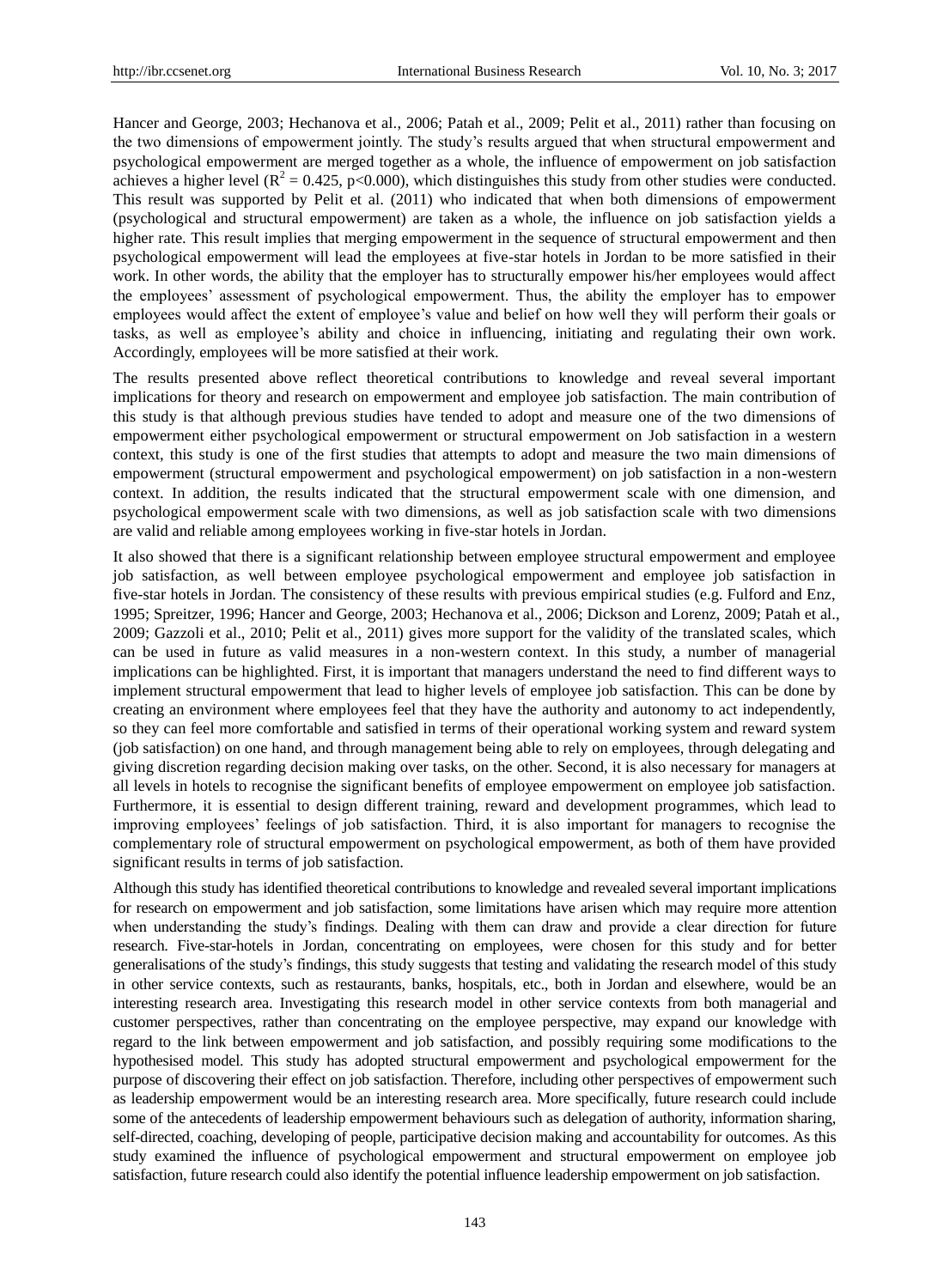Hancer and George, 2003; Hechanova et al., 2006; Patah et al., 2009; Pelit et al., 2011) rather than focusing on the two dimensions of empowerment jointly. The study's results argued that when structural empowerment and psychological empowerment are merged together as a whole, the influence of empowerment on job satisfaction achieves a higher level ($R^2 = 0.425$, $p<0.000$), which distinguishes this study from other studies were conducted. This result was supported by Pelit et al. (2011) who indicated that when both dimensions of empowerment (psychological and structural empowerment) are taken as a whole, the influence on job satisfaction yields a higher rate. This result implies that merging empowerment in the sequence of structural empowerment and then psychological empowerment will lead the employees at five-star hotels in Jordan to be more satisfied in their work. In other words, the ability that the employer has to structurally empower his/her employees would affect the employees' assessment of psychological empowerment. Thus, the ability the employer has to empower employees would affect the extent of employee's value and belief on how well they will perform their goals or tasks, as well as employee's ability and choice in influencing, initiating and regulating their own work. Accordingly, employees will be more satisfied at their work.

The results presented above reflect theoretical contributions to knowledge and reveal several important implications for theory and research on empowerment and employee job satisfaction. The main contribution of this study is that although previous studies have tended to adopt and measure one of the two dimensions of empowerment either psychological empowerment or structural empowerment on Job satisfaction in a western context, this study is one of the first studies that attempts to adopt and measure the two main dimensions of empowerment (structural empowerment and psychological empowerment) on job satisfaction in a non-western context. In addition, the results indicated that the structural empowerment scale with one dimension, and psychological empowerment scale with two dimensions, as well as job satisfaction scale with two dimensions are valid and reliable among employees working in five-star hotels in Jordan.

It also showed that there is a significant relationship between employee structural empowerment and employee job satisfaction, as well between employee psychological empowerment and employee job satisfaction in five-star hotels in Jordan. The consistency of these results with previous empirical studies (e.g. Fulford and Enz, 1995; Spreitzer, 1996; Hancer and George, 2003; Hechanova et al., 2006; Dickson and Lorenz, 2009; Patah et al., 2009; Gazzoli et al., 2010; Pelit et al., 2011) gives more support for the validity of the translated scales, which can be used in future as valid measures in a non-western context. In this study, a number of managerial implications can be highlighted. First, it is important that managers understand the need to find different ways to implement structural empowerment that lead to higher levels of employee job satisfaction. This can be done by creating an environment where employees feel that they have the authority and autonomy to act independently, so they can feel more comfortable and satisfied in terms of their operational working system and reward system (job satisfaction) on one hand, and through management being able to rely on employees, through delegating and giving discretion regarding decision making over tasks, on the other. Second, it is also necessary for managers at all levels in hotels to recognise the significant benefits of employee empowerment on employee job satisfaction. Furthermore, it is essential to design different training, reward and development programmes, which lead to improving employees' feelings of job satisfaction. Third, it is also important for managers to recognise the complementary role of structural empowerment on psychological empowerment, as both of them have provided significant results in terms of job satisfaction.

Although this study has identified theoretical contributions to knowledge and revealed several important implications for research on empowerment and job satisfaction, some limitations have arisen which may require more attention when understanding the study's findings. Dealing with them can draw and provide a clear direction for future research. Five-star-hotels in Jordan, concentrating on employees, were chosen for this study and for better generalisations of the study's findings, this study suggests that testing and validating the research model of this study in other service contexts, such as restaurants, banks, hospitals, etc., both in Jordan and elsewhere, would be an interesting research area. Investigating this research model in other service contexts from both managerial and customer perspectives, rather than concentrating on the employee perspective, may expand our knowledge with regard to the link between empowerment and job satisfaction, and possibly requiring some modifications to the hypothesised model. This study has adopted structural empowerment and psychological empowerment for the purpose of discovering their effect on job satisfaction. Therefore, including other perspectives of empowerment such as leadership empowerment would be an interesting research area. More specifically, future research could include some of the antecedents of leadership empowerment behaviours such as delegation of authority, information sharing, self-directed, coaching, developing of people, participative decision making and accountability for outcomes. As this study examined the influence of psychological empowerment and structural empowerment on employee job satisfaction, future research could also identify the potential influence leadership empowerment on job satisfaction.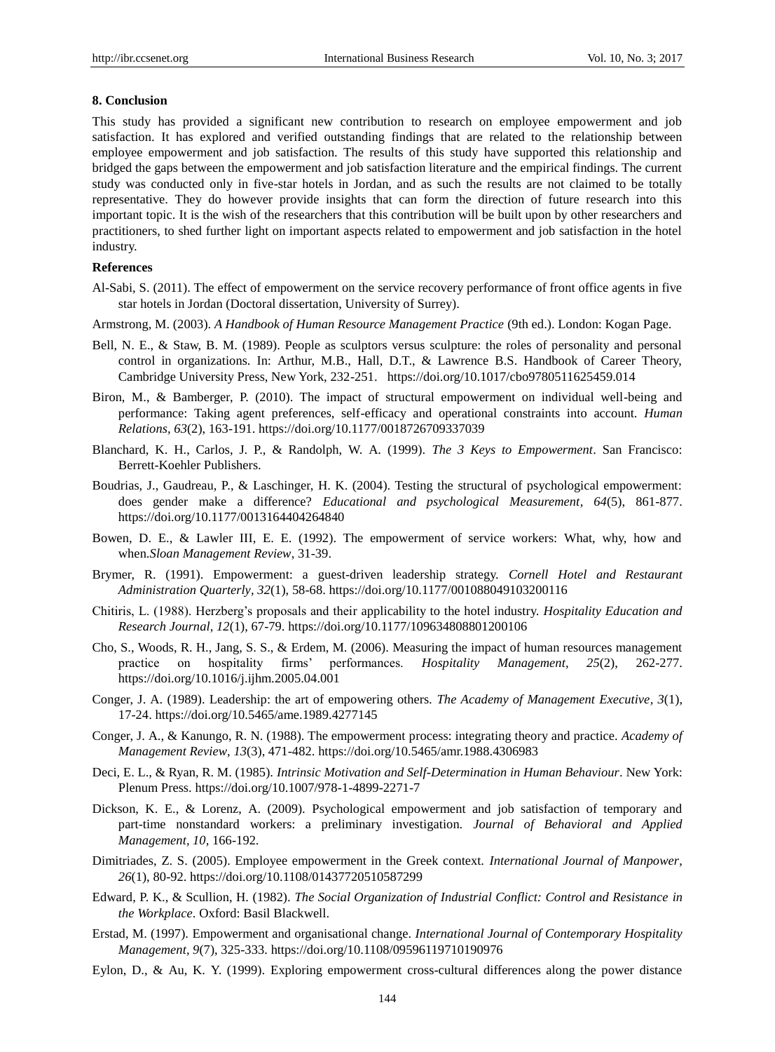## 8. Conclusion

This study has provided a significant new contribution to research on employee empowerment and job satisfaction. It has explored and verified outstanding findings that are related to the relationship between employee empowerment and job satisfaction. The results of this study have supported this relationship and bridged the gaps between the empowerment and job satisfaction literature and the empirical findings. The current study was conducted only in five-star hotels in Jordan, and as such the results are not claimed to be totally representative. They do however provide insights that can form the direction of future research into this important topic. It is the wish of the researchers that this contribution will be built upon by other researchers and practitioners, to shed further light on important aspects related to empowerment and job satisfaction in the hotel industry.

## References

Al-Sabi, S. (2011). The effect of empowerment on the service recovery performance of front office agents in five star hotels in Jordan (Doctoral dissertation, University of Surrey).

Armstrong, M. (2003). *A Handbook of Human Resource Management Practice* (9th ed.). London: Kogan Page.

Bell, N. E., & Staw, B. M. (1989). People as sculptors versus sculpture: the roles of personality and personal control in organizations. In: Arthur, M.B., Hall, D.T., & Lawrence B.S. Handbook of Career Theory, Cambridge University Press, New York, 232-251. https://doi.org/10.1017/cbo9780511625459.014

Biron, M., & Bamberger, P. (2010). The impact of structural empowerment on individual well-being and performance: Taking agent preferences, self-efficacy and operational constraints into account. *Human Relations*, *63*(2), 163-191. https://doi.org/10.1177/0018726709337039

Blanchard, K. H., Carlos, J. P., & Randolph, W. A. (1999). *The 3 Keys to Empowerment*. San Francisco: Berrett-Koehler Publishers.

Boudrias, J., Gaudreau, P., & Laschinger, H. K. (2004). Testing the structural of psychological empowerment: does gender make a difference? *Educational and psychological Measurement*, *64*(5), 861-877. https://doi.org/10.1177/0013164404264840

Bowen, D. E., & Lawler III, E. E. (1992). The empowerment of service workers: What, why, how and when.*Sloan Management Review*, 31-39.

Brymer, R. (1991). Empowerment: a guest-driven leadership strategy. *Cornell Hotel and Restaurant Administration Quarterly*, *32*(1), 58-68. https://doi.org/10.1177/001088049103200116

Chitiris, L. (1988). Herzberg's proposals and their applicability to the hotel industry. *Hospitality Education and Research Journal, 12*(1), 67-79. https://doi.org/10.1177/109634808801200106

Cho, S., Woods, R. H., Jang, S. S., & Erdem, M. (2006). Measuring the impact of human resources management practice on hospitality firms' performances. *Hospitality Management*, *25*(2), 262-277. https://doi.org/10.1016/j.ijhm.2005.04.001

Conger, J. A. (1989). Leadership: the art of empowering others. *The Academy of Management Executive*, *3*(1), 17-24. https://doi.org/10.5465/ame.1989.4277145

Conger, J. A., & Kanungo, R. N. (1988). The empowerment process: integrating theory and practice. *Academy of Management Review*, *13*(3), 471-482. https://doi.org/10.5465/amr.1988.4306983

Deci, E. L., & Ryan, R. M. (1985). *Intrinsic Motivation and Self-Determination in Human Behaviour*. New York: Plenum Press. https://doi.org/10.1007/978-1-4899-2271-7

Dickson, K. E., & Lorenz, A. (2009). Psychological empowerment and job satisfaction of temporary and part-time nonstandard workers: a preliminary investigation. *Journal of Behavioral and Applied Management*, *10*, 166-192.

Dimitriades, Z. S. (2005). Employee empowerment in the Greek context. *International Journal of Manpower*, *26*(1), 80-92. https://doi.org/10.1108/01437720510587299

Edward, P. K., & Scullion, H. (1982). *The Social Organization of Industrial Conflict: Control and Resistance in the Workplace*. Oxford: Basil Blackwell.

Erstad, M. (1997). Empowerment and organisational change. *International Journal of Contemporary Hospitality Management*, *9*(7), 325-333. https://doi.org/10.1108/09596119710190976

Eylon, D., & Au, K. Y. (1999). Exploring empowerment cross-cultural differences along the power distance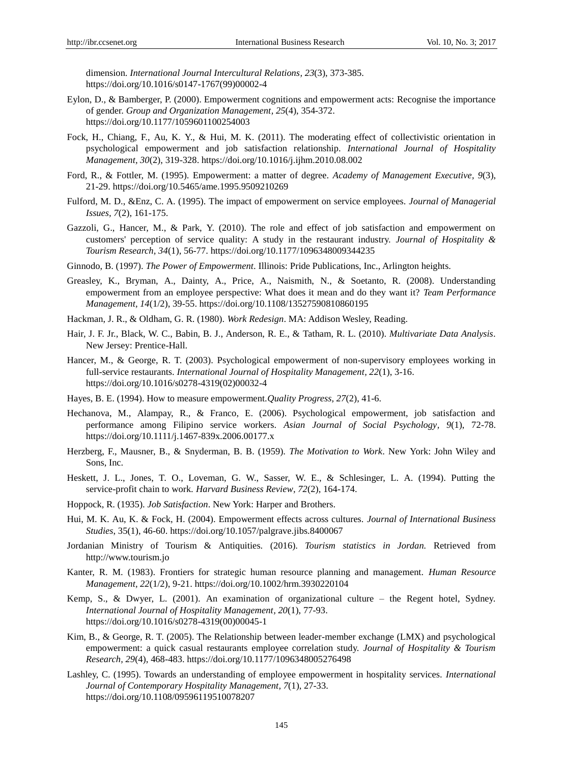dimension. *International Journal Intercultural Relations, 23*(3), 373-385. https://doi.org/10.1016/s0147-1767(99)00002-4

Eylon, D., & Bamberger, P. (2000). Empowerment cognitions and empowerment acts: Recognise the importance of gender. *Group and Organization Management, 25*(4), 354-372. https://doi.org/10.1177/1059601100254003

Fock, H., Chiang, F., Au, K. Y., & Hui, M. K. (2011). The moderating effect of collectivistic orientation in psychological empowerment and job satisfaction relationship. *International Journal of Hospitality Management, 30*(2), 319-328. https://doi.org/10.1016/j.ijhm.2010.08.002

Ford, R., & Fottler, M. (1995). Empowerment: a matter of degree. *Academy of Management Executive, 9*(3), 21-29. https://doi.org/10.5465/ame.1995.9509210269

Fulford, M. D., &Enz, C. A. (1995). The impact of empowerment on service employees. *Journal of Managerial Issues, 7*(2), 161-175.

Gazzoli, G., Hancer, M., & Park, Y. (2010). The role and effect of job satisfaction and empowerment on customers' perception of service quality: A study in the restaurant industry. *Journal of Hospitality & Tourism Research, 34*(1), 56-77. https://doi.org/10.1177/1096348009344235

Ginnodo, B. (1997). *The Power of Empowerment*. Illinois: Pride Publications, Inc., Arlington heights.

Greasley, K., Bryman, A., Dainty, A., Price, A., Naismith, N., & Soetanto, R. (2008). Understanding empowerment from an employee perspective: What does it mean and do they want it? *Team Performance Management, 14*(1/2), 39-55. https://doi.org/10.1108/13527590810860195

Hackman, J. R., & Oldham, G. R. (1980). *Work Redesign*. MA: Addison Wesley, Reading.

Hair, J. F. Jr., Black, W. C., Babin, B. J., Anderson, R. E., & Tatham, R. L. (2010). *Multivariate Data Analysis*. New Jersey: Prentice-Hall.

Hancer, M., & George, R. T. (2003). Psychological empowerment of non-supervisory employees working in full-service restaurants. *International Journal of Hospitality Management, 22*(1), 3-16. https://doi.org/10.1016/s0278-4319(02)00032-4

Hayes, B. E. (1994). How to measure empowerment.*Quality Progress, 27*(2), 41-6.

Hechanova, M., Alampay, R., & Franco, E. (2006). Psychological empowerment, job satisfaction and performance among Filipino service workers. *Asian Journal of Social Psychology, 9*(1), 72-78. https://doi.org/10.1111/j.1467-839x.2006.00177.x

Herzberg, F., Mausner, B., & Snyderman, B. B. (1959). *The Motivation to Work*. New York: John Wiley and Sons, Inc.

Heskett, J. L., Jones, T. O., Loveman, G. W., Sasser, W. E., & Schlesinger, L. A. (1994). Putting the service-profit chain to work. *Harvard Business Review, 72*(2), 164-174.

Hoppock, R. (1935). *Job Satisfaction*. New York: Harper and Brothers.

Hui, M. K. Au, K. & Fock, H. (2004). Empowerment effects across cultures. *Journal of International Business Studies*, 35(1), 46-60. https://doi.org/10.1057/palgrave.jibs.8400067

Jordanian Ministry of Tourism & Antiquities. (2016). *Tourism statistics in Jordan.* Retrieved from http://www.tourism.jo

Kanter, R. M. (1983). Frontiers for strategic human resource planning and management. *Human Resource Management, 22*(1/2), 9-21. https://doi.org/10.1002/hrm.3930220104

Kemp, S., & Dwyer, L. (2001). An examination of organizational culture – the Regent hotel, Sydney. *International Journal of Hospitality Management, 20*(1), 77-93. https://doi.org/10.1016/s0278-4319(00)00045-1

Kim, B., & George, R. T. (2005). The Relationship between leader-member exchange (LMX) and psychological empowerment: a quick casual restaurants employee correlation study. *Journal of Hospitality & Tourism Research, 29*(4), 468-483. https://doi.org/10.1177/1096348005276498

Lashley, C. (1995). Towards an understanding of employee empowerment in hospitality services. *International Journal of Contemporary Hospitality Management, 7*(1), 27-33. https://doi.org/10.1108/09596119510078207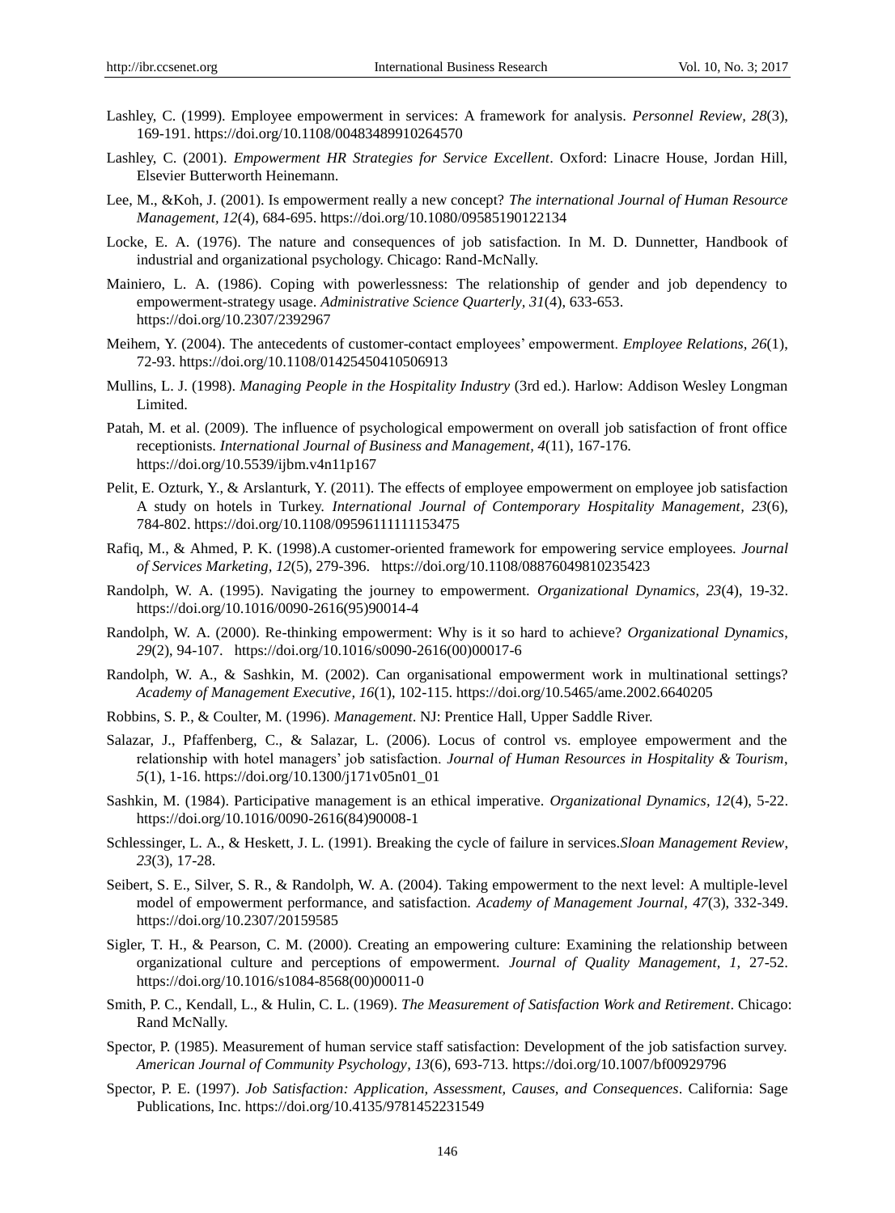Lashley, C. (1999). Employee empowerment in services: A framework for analysis. *Personnel Review, 28*(3), 169-191. https://doi.org/10.1108/00483489910264570

Lashley, C. (2001). *Empowerment HR Strategies for Service Excellent*. Oxford: Linacre House, Jordan Hill, Elsevier Butterworth Heinemann.

Lee, M., &Koh, J. (2001). Is empowerment really a new concept? *The international Journal of Human Resource Management, 12*(4), 684-695. https://doi.org/10.1080/09585190122134

Locke, E. A. (1976). The nature and consequences of job satisfaction. In M. D. Dunnetter, Handbook of industrial and organizational psychology. Chicago: Rand-McNally.

Mainiero, L. A. (1986). Coping with powerlessness: The relationship of gender and job dependency to empowerment-strategy usage. *Administrative Science Quarterly, 31*(4), 633-653. https://doi.org/10.2307/2392967

Meihem, Y. (2004). The antecedents of customer-contact employees' empowerment. *Employee Relations, 26*(1), 72-93. https://doi.org/10.1108/01425450410506913

Mullins, L. J. (1998). *Managing People in the Hospitality Industry* (3rd ed.). Harlow: Addison Wesley Longman Limited.

Patah, M. et al. (2009). The influence of psychological empowerment on overall job satisfaction of front office receptionists. *International Journal of Business and Management, 4*(11), 167-176. https://doi.org/10.5539/ijbm.v4n11p167

Pelit, E. Ozturk, Y., & Arslanturk, Y. (2011). The effects of employee empowerment on employee job satisfaction A study on hotels in Turkey. *International Journal of Contemporary Hospitality Management, 23*(6), 784-802. https://doi.org/10.1108/09596111111153475

Rafiq, M., & Ahmed, P. K. (1998).A customer-oriented framework for empowering service employees. *Journal of Services Marketing, 12*(5), 279-396. https://doi.org/10.1108/08876049810235423

Randolph, W. A. (1995). Navigating the journey to empowerment. *Organizational Dynamics, 23*(4), 19-32. https://doi.org/10.1016/0090-2616(95)90014-4

Randolph, W. A. (2000). Re-thinking empowerment: Why is it so hard to achieve? *Organizational Dynamics, 29*(2), 94-107. https://doi.org/10.1016/s0090-2616(00)00017-6

Randolph, W. A., & Sashkin, M. (2002). Can organisational empowerment work in multinational settings? *Academy of Management Executive, 16*(1), 102-115. https://doi.org/10.5465/ame.2002.6640205

Robbins, S. P., & Coulter, M. (1996). *Management*. NJ: Prentice Hall, Upper Saddle River.

Salazar, J., Pfaffenberg, C., & Salazar, L. (2006). Locus of control vs. employee empowerment and the relationship with hotel managers' job satisfaction. *Journal of Human Resources in Hospitality & Tourism, 5*(1), 1-16. https://doi.org/10.1300/j171v05n01_01

Sashkin, M. (1984). Participative management is an ethical imperative. *Organizational Dynamics, 12*(4), 5-22. https://doi.org/10.1016/0090-2616(84)90008-1

Schlessinger, L. A., & Heskett, J. L. (1991). Breaking the cycle of failure in services.*Sloan Management Review, 23*(3), 17-28.

Seibert, S. E., Silver, S. R., & Randolph, W. A. (2004). Taking empowerment to the next level: A multiple-level model of empowerment performance, and satisfaction. *Academy of Management Journal, 47*(3), 332-349. https://doi.org/10.2307/20159585

Sigler, T. H., & Pearson, C. M. (2000). Creating an empowering culture: Examining the relationship between organizational culture and perceptions of empowerment. *Journal of Quality Management, 1,* 27-52. https://doi.org/10.1016/s1084-8568(00)00011-0

Smith, P. C., Kendall, L., & Hulin, C. L. (1969). *The Measurement of Satisfaction Work and Retirement*. Chicago: Rand McNally.

Spector, P. (1985). Measurement of human service staff satisfaction: Development of the job satisfaction survey. *American Journal of Community Psychology, 13*(6), 693-713. https://doi.org/10.1007/bf00929796

Spector, P. E. (1997). *Job Satisfaction: Application, Assessment, Causes, and Consequences*. California: Sage Publications, Inc. https://doi.org/10.4135/9781452231549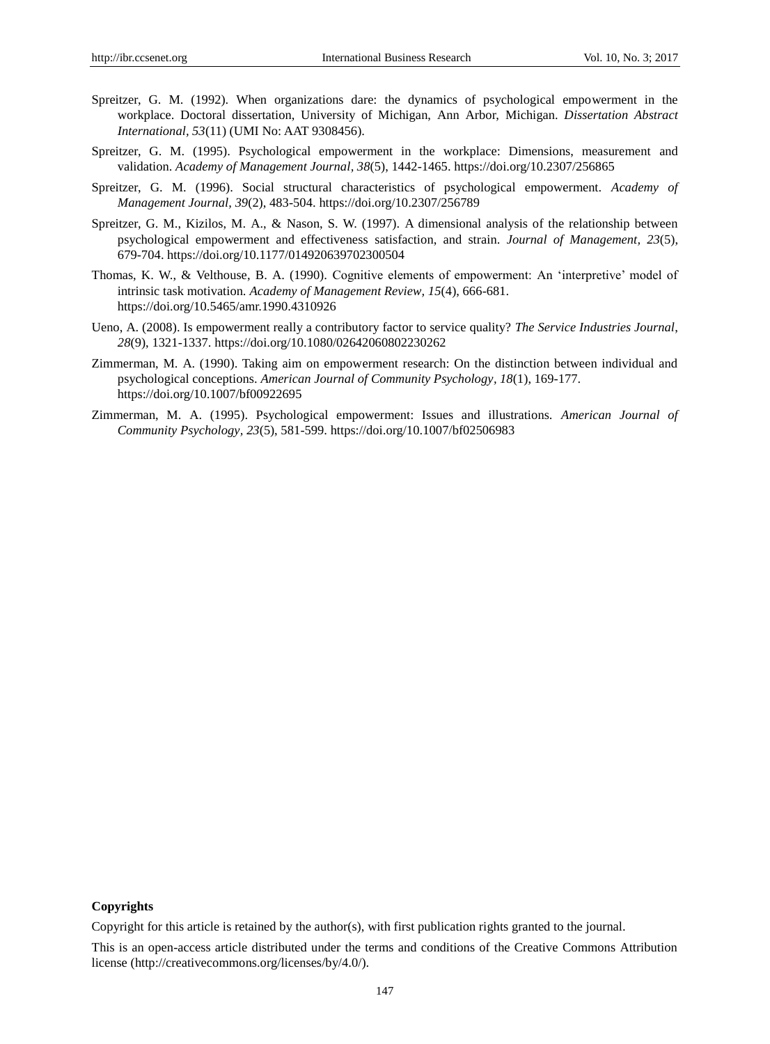Spreitzer, G. M. (1992). When organizations dare: the dynamics of psychological empowerment in the workplace. Doctoral dissertation, University of Michigan, Ann Arbor, Michigan. *Dissertation Abstract International, 53*(11) (UMI No: AAT 9308456).

Spreitzer, G. M. (1995). Psychological empowerment in the workplace: Dimensions, measurement and validation. *Academy of Management Journal, 38*(5), 1442-1465. https://doi.org/10.2307/256865

Spreitzer, G. M. (1996). Social structural characteristics of psychological empowerment. *Academy of Management Journal, 39*(2), 483-504. https://doi.org/10.2307/256789

Spreitzer, G. M., Kizilos, M. A., & Nason, S. W. (1997). A dimensional analysis of the relationship between psychological empowerment and effectiveness satisfaction, and strain. *Journal of Management, 23*(5), 679-704. https://doi.org/10.1177/014920639702300504

Thomas, K. W., & Velthouse, B. A. (1990). Cognitive elements of empowerment: An 'interpretive' model of intrinsic task motivation. *Academy of Management Review, 15*(4), 666-681. https://doi.org/10.5465/amr.1990.4310926

Ueno, A. (2008). Is empowerment really a contributory factor to service quality? *The Service Industries Journal*, *28*(9), 1321-1337. https://doi.org/10.1080/02642060802230262

Zimmerman, M. A. (1990). Taking aim on empowerment research: On the distinction between individual and psychological conceptions. *American Journal of Community Psychology*, *18*(1), 169-177. https://doi.org/10.1007/bf00922695

Zimmerman, M. A. (1995). Psychological empowerment: Issues and illustrations. *American Journal of Community Psychology, 23*(5), 581-599. https://doi.org/10.1007/bf02506983

**Copyrights**

Copyright for this article is retained by the author(s), with first publication rights granted to the journal.

This is an open-access article distributed under the terms and conditions of the Creative Commons Attribution license (http://creativecommons.org/licenses/by/4.0/).